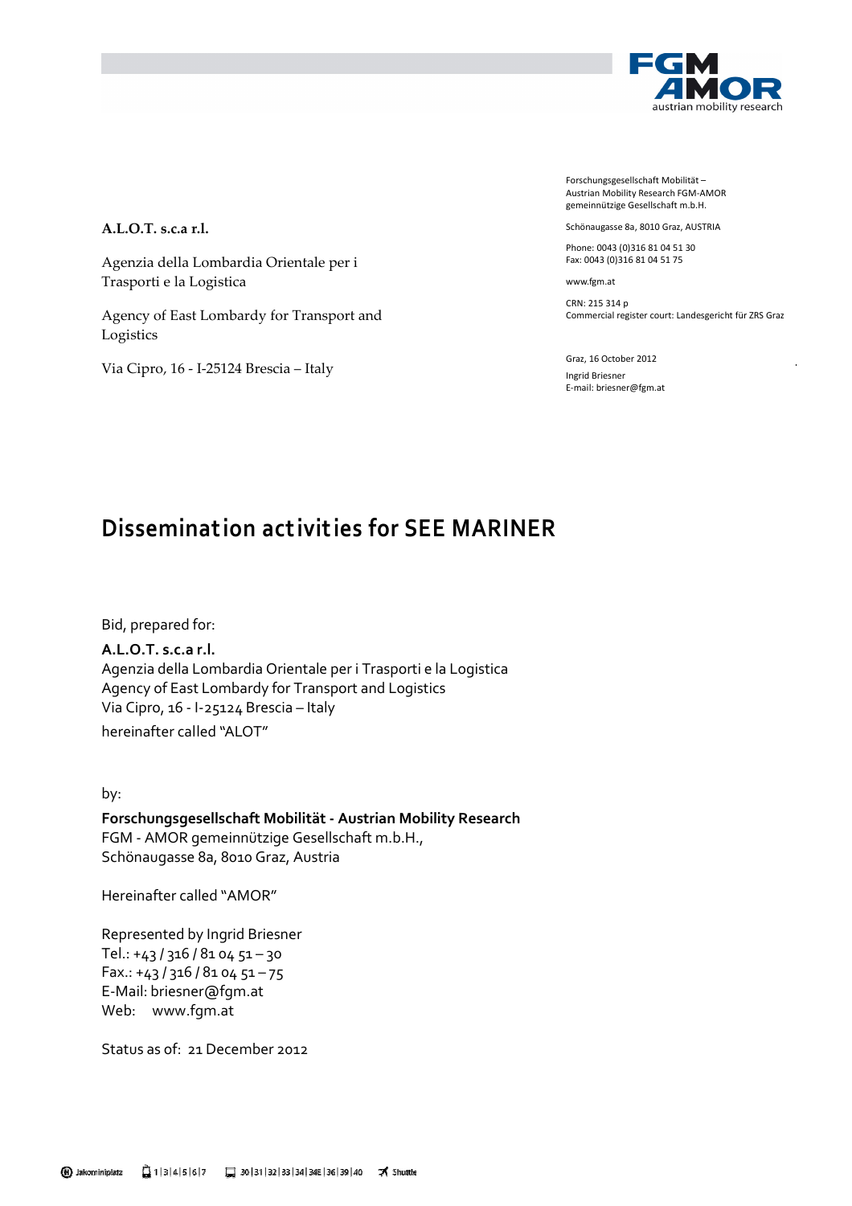**A.L.O.T. s.c.a r.l.**

Agenzia della Lombardia Orientale per i Trasporti e la Logistica

Agency of East Lombardy for Transport and Logistics

Via Cipro, 16 - I-25124 Brescia – Italy

Forschungsgesellschaft Mobilität –
Austrian Mobility Research FGM-AMOR
gemeinnützige Gesellschaft m.b.H.

Schönaugasse 8a, 8010 Graz, AUSTRIA

Phone: 0043 (0)316 81 04 51 30
Fax: 0043 (0)316 81 04 51 75

www.fgm.at

CRN: 215 314 p
Commercial register court: Landesgericht für ZRS Graz

Graz, 16 October 2012

Ingrid Briesner
E-mail: briesner@fgm.at

# Dissemination activities for SEE MARINER

Bid, prepared for:

**A.L.O.T. s.c.a r.l.**
Agenzia della Lombardia Orientale per i Trasporti e la Logistica
Agency of East Lombardy for Transport and Logistics
Via Cipro, 16 - I-25124 Brescia – Italy
hereinafter called "ALOT"

by:

**Forschungsgesellschaft Mobilität - Austrian Mobility Research**
FGM - AMOR gemeinnützige Gesellschaft m.b.H.,
Schönaugasse 8a, 8010 Graz, Austria

Hereinafter called "AMOR"

Represented by Ingrid Briesner
Tel.: +43 / 316 / 81 04 51 – 30
Fax.: +43 / 316 / 81 04 51 – 75
E-Mail: briesner@fgm.at
Web: www.fgm.at

Status as of: 21 December 2012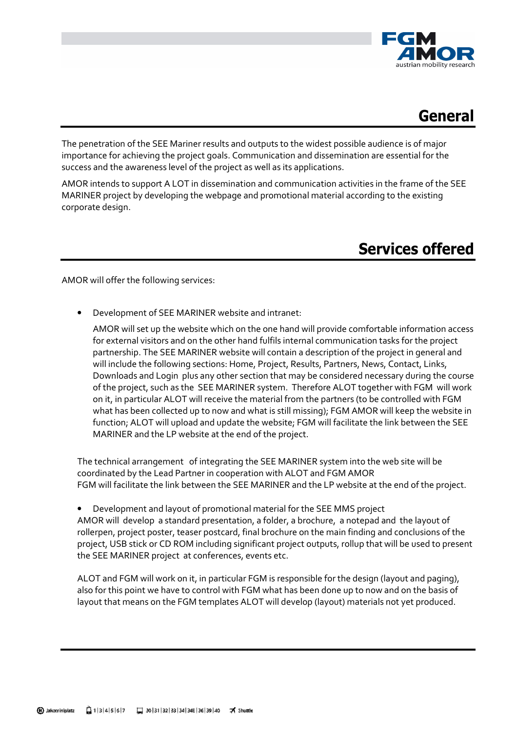## General

The penetration of the SEE Mariner results and outputs to the widest possible audience is of major importance for achieving the project goals. Communication and dissemination are essential for the success and the awareness level of the project as well as its applications.

AMOR intends to support A LOT in dissemination and communication activities in the frame of the SEE MARINER project by developing the webpage and promotional material according to the existing corporate design.

## Services offered

AMOR will offer the following services:

- Development of SEE MARINER website and intranet:

  AMOR will set up the website which on the one hand will provide comfortable information access for external visitors and on the other hand fulfils internal communication tasks for the project partnership. The SEE MARINER website will contain a description of the project in general and will include the following sections: Home, Project, Results, Partners, News, Contact, Links, Downloads and Login plus any other section that may be considered necessary during the course of the project, such as the SEE MARINER system. Therefore ALOT together with FGM will work on it, in particular ALOT will receive the material from the partners (to be controlled with FGM what has been collected up to now and what is still missing); FGM AMOR will keep the website in function; ALOT will upload and update the website; FGM will facilitate the link between the SEE MARINER and the LP website at the end of the project.

The technical arrangement of integrating the SEE MARINER system into the web site will be coordinated by the Lead Partner in cooperation with ALOT and FGM AMOR
FGM will facilitate the link between the SEE MARINER and the LP website at the end of the project.

- Development and layout of promotional material for the SEE MMS project

AMOR will develop a standard presentation, a folder, a brochure, a notepad and the layout of rollerpen, project poster, teaser postcard, final brochure on the main finding and conclusions of the project, USB stick or CD ROM including significant project outputs, rollup that will be used to present the SEE MARINER project at conferences, events etc.

ALOT and FGM will work on it, in particular FGM is responsible for the design (layout and paging), also for this point we have to control with FGM what has been done up to now and on the basis of layout that means on the FGM templates ALOT will develop (layout) materials not yet produced.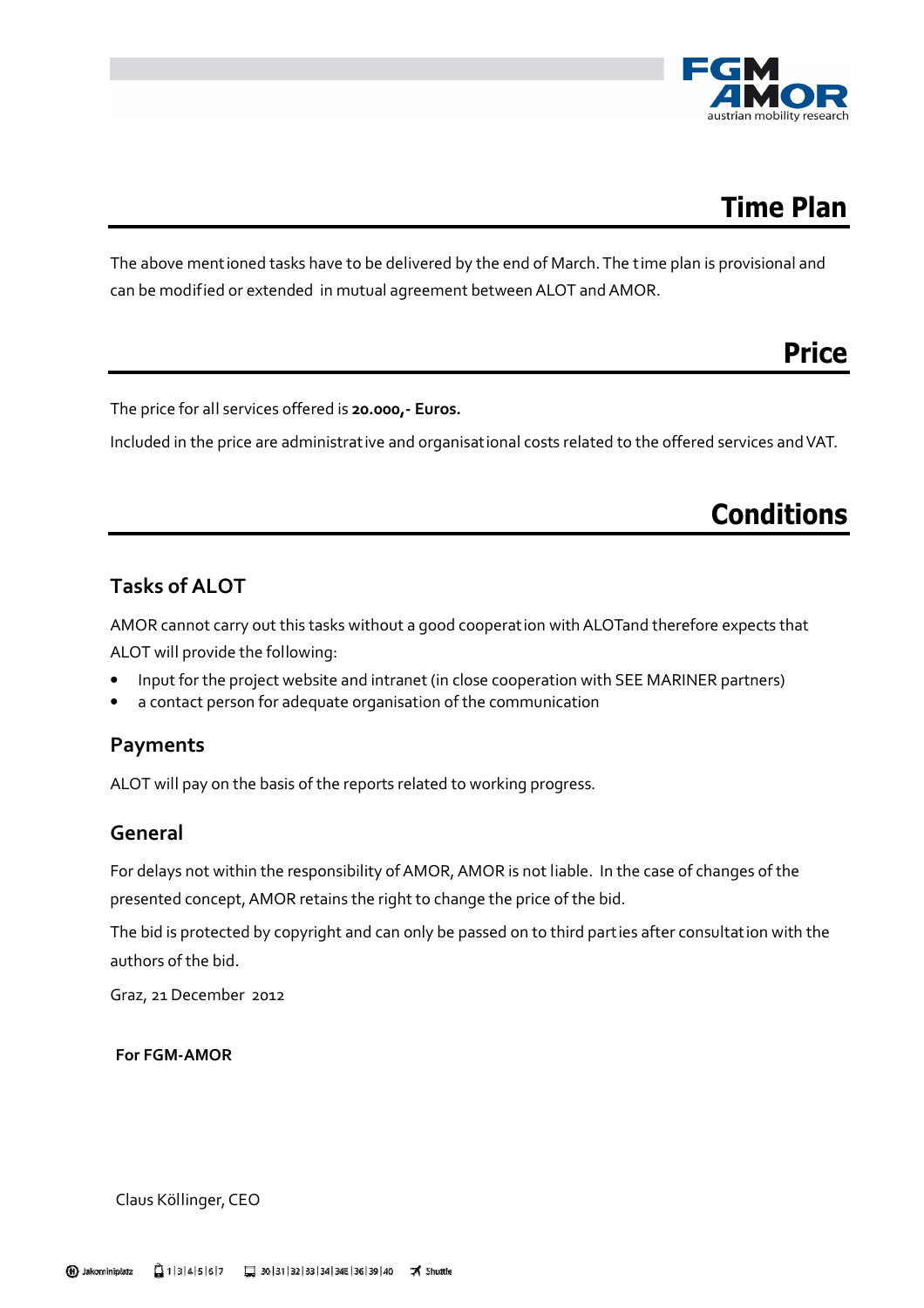## Time Plan

The above mentioned tasks have to be delivered by the end of March. The time plan is provisional and can be modified or extended in mutual agreement between ALOT and AMOR.

## Price

The price for all services offered is **20.000,- Euros.**

Included in the price are administrative and organisational costs related to the offered services and VAT.

## Conditions

### Tasks of ALOT

AMOR cannot carry out this tasks without a good cooperation with ALOTand therefore expects that ALOT will provide the following:

- Input for the project website and intranet (in close cooperation with SEE MARINER partners)
- a contact person for adequate organisation of the communication

### Payments

ALOT will pay on the basis of the reports related to working progress.

### General

For delays not within the responsibility of AMOR, AMOR is not liable. In the case of changes of the presented concept, AMOR retains the right to change the price of the bid.

The bid is protected by copyright and can only be passed on to third parties after consultation with the authors of the bid.

Graz, 21 December 2012

**For FGM-AMOR**

Claus Köllinger, CEO